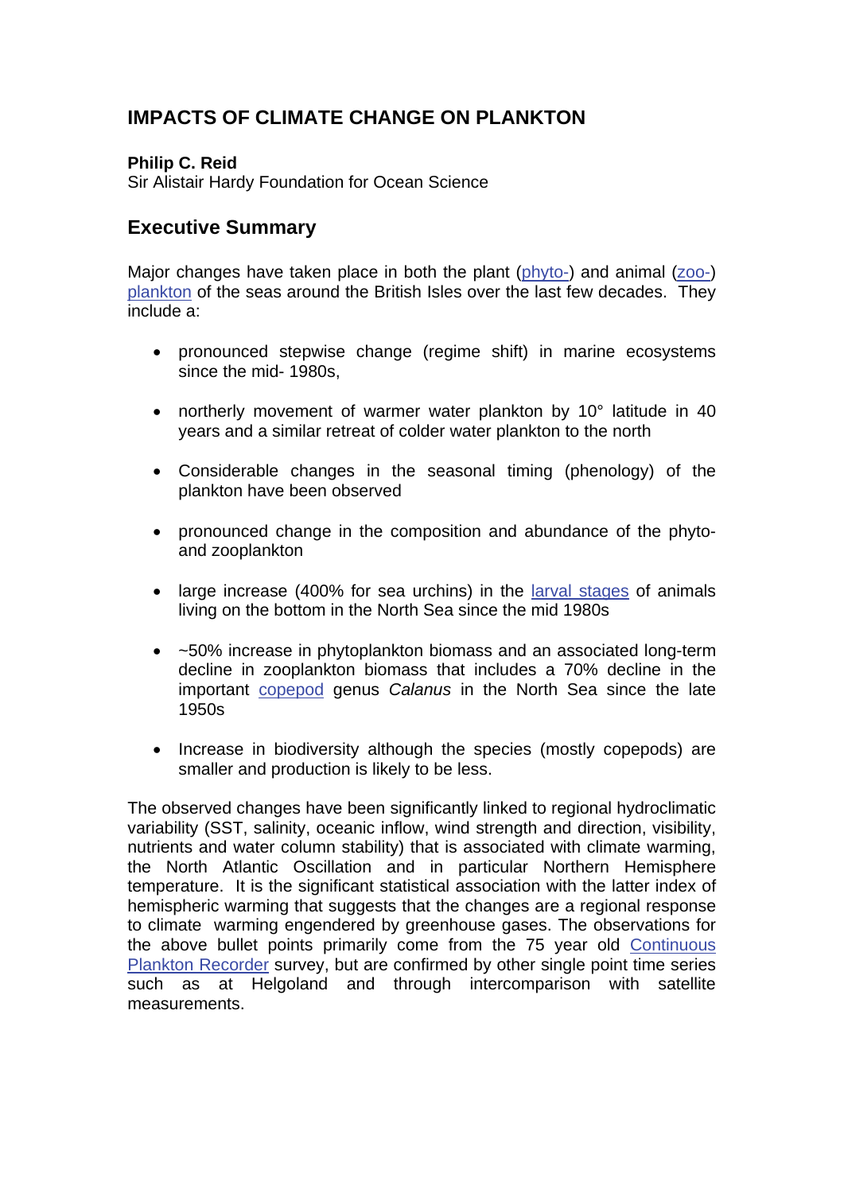# IMPACTS OF CLIMATE CHANGE ON PLANKTON

**Philip C. Reid**
Sir Alistair Hardy Foundation for Ocean Science

## Executive Summary

Major changes have taken place in both the plant (phyto-) and animal (zoo-) plankton of the seas around the British Isles over the last few decades. They include a:

- pronounced stepwise change (regime shift) in marine ecosystems since the mid- 1980s,
- northerly movement of warmer water plankton by 10° latitude in 40 years and a similar retreat of colder water plankton to the north
- Considerable changes in the seasonal timing (phenology) of the plankton have been observed
- pronounced change in the composition and abundance of the phyto- and zooplankton
- large increase (400% for sea urchins) in the larval stages of animals living on the bottom in the North Sea since the mid 1980s
- ~50% increase in phytoplankton biomass and an associated long-term decline in zooplankton biomass that includes a 70% decline in the important copepod genus *Calanus* in the North Sea since the late 1950s
- Increase in biodiversity although the species (mostly copepods) are smaller and production is likely to be less.

The observed changes have been significantly linked to regional hydroclimatic variability (SST, salinity, oceanic inflow, wind strength and direction, visibility, nutrients and water column stability) that is associated with climate warming, the North Atlantic Oscillation and in particular Northern Hemisphere temperature. It is the significant statistical association with the latter index of hemispheric warming that suggests that the changes are a regional response to climate warming engendered by greenhouse gases. The observations for the above bullet points primarily come from the 75 year old Continuous Plankton Recorder survey, but are confirmed by other single point time series such as at Helgoland and through intercomparison with satellite measurements.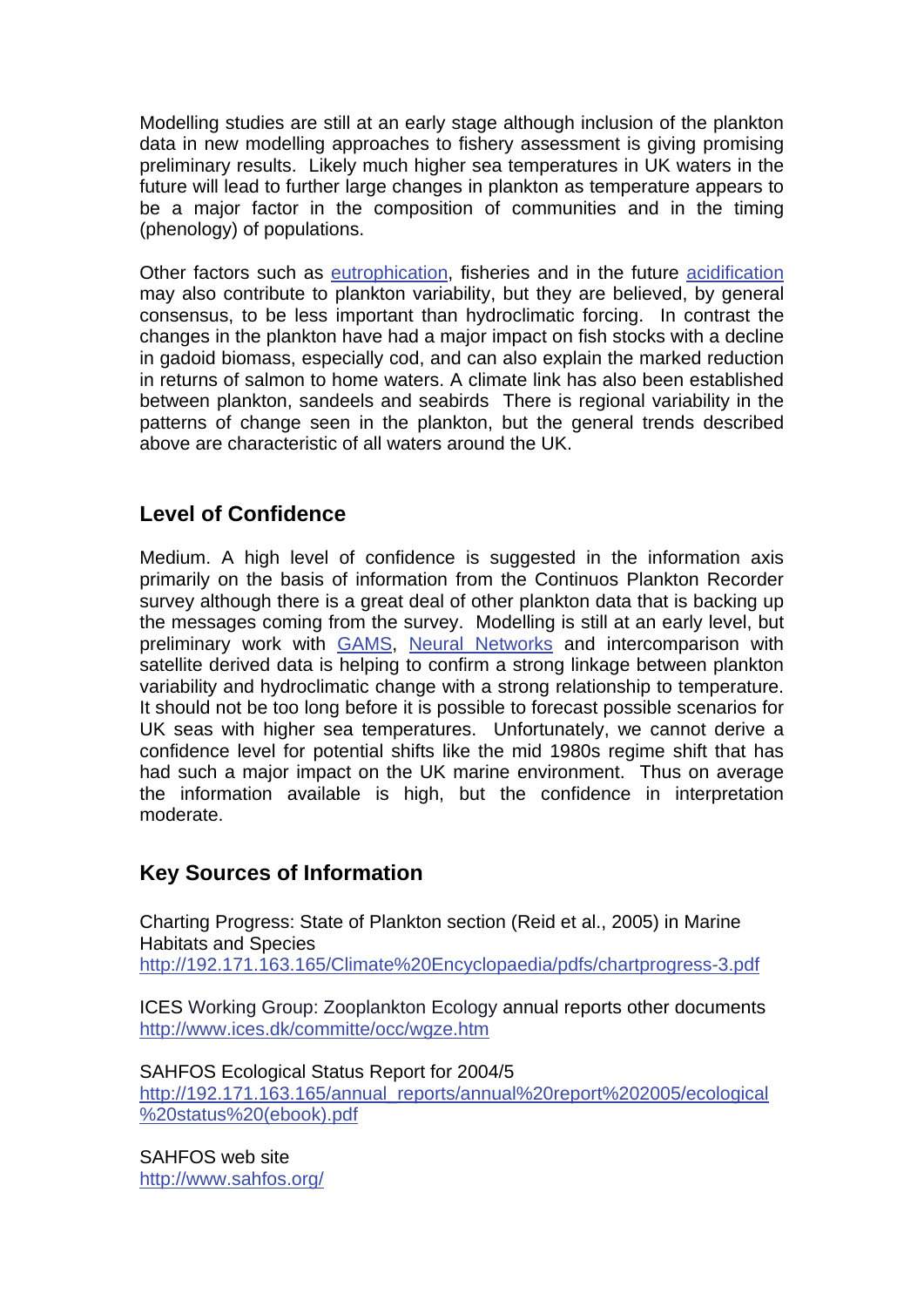Modelling studies are still at an early stage although inclusion of the plankton data in new modelling approaches to fishery assessment is giving promising preliminary results. Likely much higher sea temperatures in UK waters in the future will lead to further large changes in plankton as temperature appears to be a major factor in the composition of communities and in the timing (phenology) of populations.

Other factors such as eutrophication, fisheries and in the future acidification may also contribute to plankton variability, but they are believed, by general consensus, to be less important than hydroclimatic forcing. In contrast the changes in the plankton have had a major impact on fish stocks with a decline in gadoid biomass, especially cod, and can also explain the marked reduction in returns of salmon to home waters. A climate link has also been established between plankton, sandeels and seabirds There is regional variability in the patterns of change seen in the plankton, but the general trends described above are characteristic of all waters around the UK.

## Level of Confidence

Medium. A high level of confidence is suggested in the information axis primarily on the basis of information from the Continuos Plankton Recorder survey although there is a great deal of other plankton data that is backing up the messages coming from the survey. Modelling is still at an early level, but preliminary work with GAMS, Neural Networks and intercomparison with satellite derived data is helping to confirm a strong linkage between plankton variability and hydroclimatic change with a strong relationship to temperature. It should not be too long before it is possible to forecast possible scenarios for UK seas with higher sea temperatures. Unfortunately, we cannot derive a confidence level for potential shifts like the mid 1980s regime shift that has had such a major impact on the UK marine environment. Thus on average the information available is high, but the confidence in interpretation moderate.

## Key Sources of Information

Charting Progress: State of Plankton section (Reid et al., 2005) in Marine Habitats and Species
http://192.171.163.165/Climate%20Encyclopaedia/pdfs/chartprogress-3.pdf

ICES Working Group: Zooplankton Ecology annual reports other documents
http://www.ices.dk/committe/occ/wgze.htm

SAHFOS Ecological Status Report for 2004/5
http://192.171.163.165/annual_reports/annual%20report%202005/ecological%20status%20(ebook).pdf

SAHFOS web site
http://www.sahfos.org/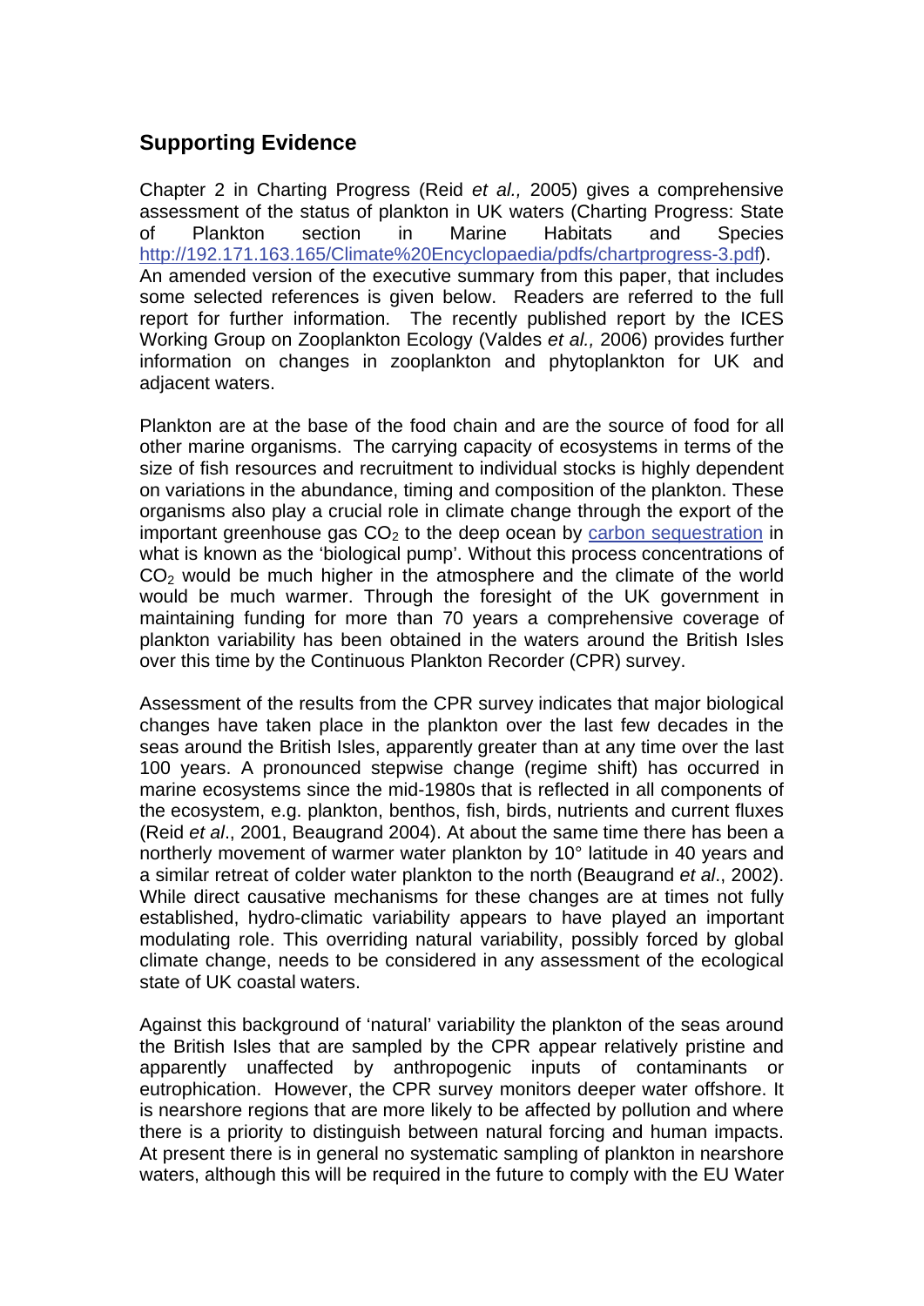## Supporting Evidence

Chapter 2 in Charting Progress (Reid *et al.,* 2005) gives a comprehensive assessment of the status of plankton in UK waters (Charting Progress: State of Plankton section in Marine Habitats and Species [http://192.171.163.165/Climate%20Encyclopaedia/pdfs/chartprogress-3.pdf](http://192.171.163.165/Climate%20Encyclopaedia/pdfs/chartprogress-3.pdf)). An amended version of the executive summary from this paper, that includes some selected references is given below. Readers are referred to the full report for further information. The recently published report by the ICES Working Group on Zooplankton Ecology (Valdes *et al.,* 2006) provides further information on changes in zooplankton and phytoplankton for UK and adjacent waters.

Plankton are at the base of the food chain and are the source of food for all other marine organisms. The carrying capacity of ecosystems in terms of the size of fish resources and recruitment to individual stocks is highly dependent on variations in the abundance, timing and composition of the plankton. These organisms also play a crucial role in climate change through the export of the important greenhouse gas $CO_2$ to the deep ocean by carbon sequestration in what is known as the 'biological pump'. Without this process concentrations of $CO_2$ would be much higher in the atmosphere and the climate of the world would be much warmer. Through the foresight of the UK government in maintaining funding for more than 70 years a comprehensive coverage of plankton variability has been obtained in the waters around the British Isles over this time by the Continuous Plankton Recorder (CPR) survey.

Assessment of the results from the CPR survey indicates that major biological changes have taken place in the plankton over the last few decades in the seas around the British Isles, apparently greater than at any time over the last 100 years. A pronounced stepwise change (regime shift) has occurred in marine ecosystems since the mid-1980s that is reflected in all components of the ecosystem, e.g. plankton, benthos, fish, birds, nutrients and current fluxes (Reid *et al*., 2001, Beaugrand 2004). At about the same time there has been a northerly movement of warmer water plankton by 10° latitude in 40 years and a similar retreat of colder water plankton to the north (Beaugrand *et al*., 2002). While direct causative mechanisms for these changes are at times not fully established, hydro-climatic variability appears to have played an important modulating role. This overriding natural variability, possibly forced by global climate change, needs to be considered in any assessment of the ecological state of UK coastal waters.

Against this background of 'natural' variability the plankton of the seas around the British Isles that are sampled by the CPR appear relatively pristine and apparently unaffected by anthropogenic inputs of contaminants or eutrophication. However, the CPR survey monitors deeper water offshore. It is nearshore regions that are more likely to be affected by pollution and where there is a priority to distinguish between natural forcing and human impacts. At present there is in general no systematic sampling of plankton in nearshore waters, although this will be required in the future to comply with the EU Water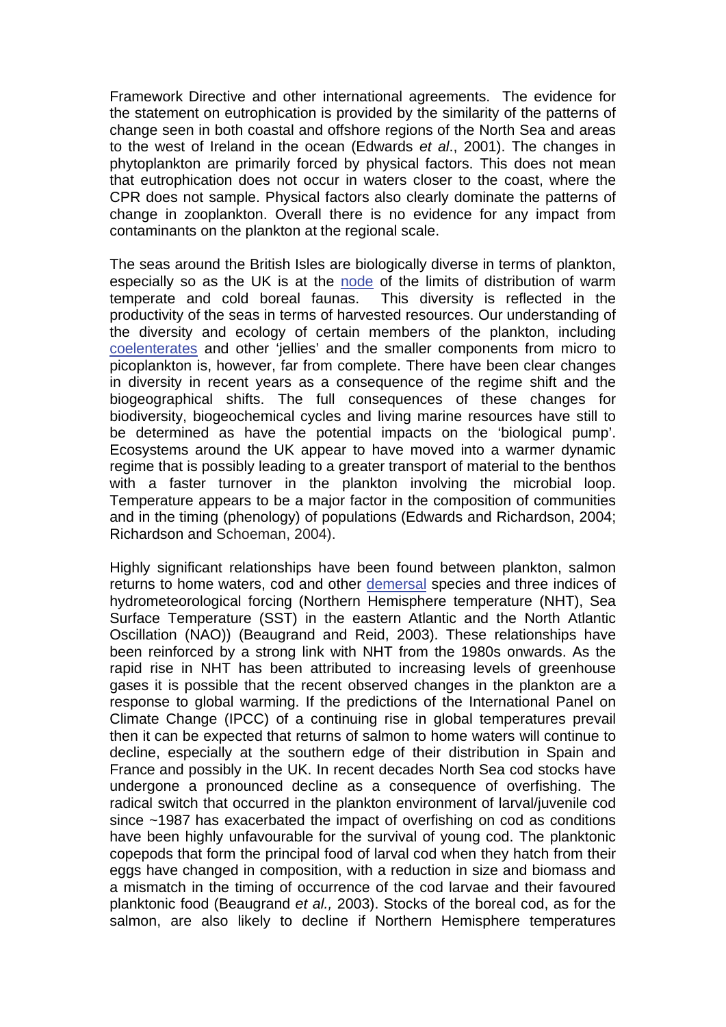Framework Directive and other international agreements. The evidence for the statement on eutrophication is provided by the similarity of the patterns of change seen in both coastal and offshore regions of the North Sea and areas to the west of Ireland in the ocean (Edwards *et al*., 2001). The changes in phytoplankton are primarily forced by physical factors. This does not mean that eutrophication does not occur in waters closer to the coast, where the CPR does not sample. Physical factors also clearly dominate the patterns of change in zooplankton. Overall there is no evidence for any impact from contaminants on the plankton at the regional scale.

The seas around the British Isles are biologically diverse in terms of plankton, especially so as the UK is at the node of the limits of distribution of warm temperate and cold boreal faunas. This diversity is reflected in the productivity of the seas in terms of harvested resources. Our understanding of the diversity and ecology of certain members of the plankton, including coelenterates and other 'jellies' and the smaller components from micro to picoplankton is, however, far from complete. There have been clear changes in diversity in recent years as a consequence of the regime shift and the biogeographical shifts. The full consequences of these changes for biodiversity, biogeochemical cycles and living marine resources have still to be determined as have the potential impacts on the 'biological pump'. Ecosystems around the UK appear to have moved into a warmer dynamic regime that is possibly leading to a greater transport of material to the benthos with a faster turnover in the plankton involving the microbial loop. Temperature appears to be a major factor in the composition of communities and in the timing (phenology) of populations (Edwards and Richardson, 2004; Richardson and Schoeman, 2004).

Highly significant relationships have been found between plankton, salmon returns to home waters, cod and other demersal species and three indices of hydrometeorological forcing (Northern Hemisphere temperature (NHT), Sea Surface Temperature (SST) in the eastern Atlantic and the North Atlantic Oscillation (NAO)) (Beaugrand and Reid, 2003). These relationships have been reinforced by a strong link with NHT from the 1980s onwards. As the rapid rise in NHT has been attributed to increasing levels of greenhouse gases it is possible that the recent observed changes in the plankton are a response to global warming. If the predictions of the International Panel on Climate Change (IPCC) of a continuing rise in global temperatures prevail then it can be expected that returns of salmon to home waters will continue to decline, especially at the southern edge of their distribution in Spain and France and possibly in the UK. In recent decades North Sea cod stocks have undergone a pronounced decline as a consequence of overfishing. The radical switch that occurred in the plankton environment of larval/juvenile cod since ~1987 has exacerbated the impact of overfishing on cod as conditions have been highly unfavourable for the survival of young cod. The planktonic copepods that form the principal food of larval cod when they hatch from their eggs have changed in composition, with a reduction in size and biomass and a mismatch in the timing of occurrence of the cod larvae and their favoured planktonic food (Beaugrand *et al.,* 2003). Stocks of the boreal cod, as for the salmon, are also likely to decline if Northern Hemisphere temperatures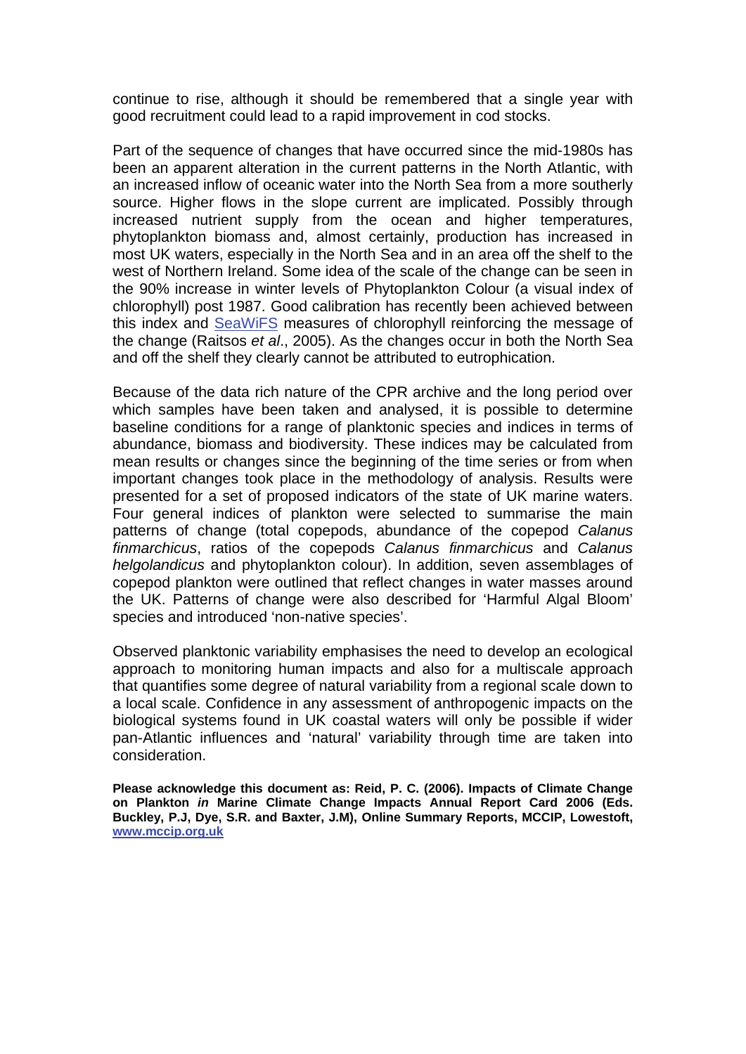continue to rise, although it should be remembered that a single year with good recruitment could lead to a rapid improvement in cod stocks.

Part of the sequence of changes that have occurred since the mid-1980s has been an apparent alteration in the current patterns in the North Atlantic, with an increased inflow of oceanic water into the North Sea from a more southerly source. Higher flows in the slope current are implicated. Possibly through increased nutrient supply from the ocean and higher temperatures, phytoplankton biomass and, almost certainly, production has increased in most UK waters, especially in the North Sea and in an area off the shelf to the west of Northern Ireland. Some idea of the scale of the change can be seen in the 90% increase in winter levels of Phytoplankton Colour (a visual index of chlorophyll) post 1987. Good calibration has recently been achieved between this index and SeaWiFS measures of chlorophyll reinforcing the message of the change (Raitsos *et al*., 2005). As the changes occur in both the North Sea and off the shelf they clearly cannot be attributed to eutrophication.

Because of the data rich nature of the CPR archive and the long period over which samples have been taken and analysed, it is possible to determine baseline conditions for a range of planktonic species and indices in terms of abundance, biomass and biodiversity. These indices may be calculated from mean results or changes since the beginning of the time series or from when important changes took place in the methodology of analysis. Results were presented for a set of proposed indicators of the state of UK marine waters. Four general indices of plankton were selected to summarise the main patterns of change (total copepods, abundance of the copepod *Calanus finmarchicus*, ratios of the copepods *Calanus finmarchicus* and *Calanus helgolandicus* and phytoplankton colour). In addition, seven assemblages of copepod plankton were outlined that reflect changes in water masses around the UK. Patterns of change were also described for 'Harmful Algal Bloom' species and introduced 'non-native species'.

Observed planktonic variability emphasises the need to develop an ecological approach to monitoring human impacts and also for a multiscale approach that quantifies some degree of natural variability from a regional scale down to a local scale. Confidence in any assessment of anthropogenic impacts on the biological systems found in UK coastal waters will only be possible if wider pan-Atlantic influences and 'natural' variability through time are taken into consideration.

**Please acknowledge this document as: Reid, P. C. (2006). Impacts of Climate Change on Plankton *in* Marine Climate Change Impacts Annual Report Card 2006 (Eds. Buckley, P.J, Dye, S.R. and Baxter, J.M), Online Summary Reports, MCCIP, Lowestoft, www.mccip.org.uk**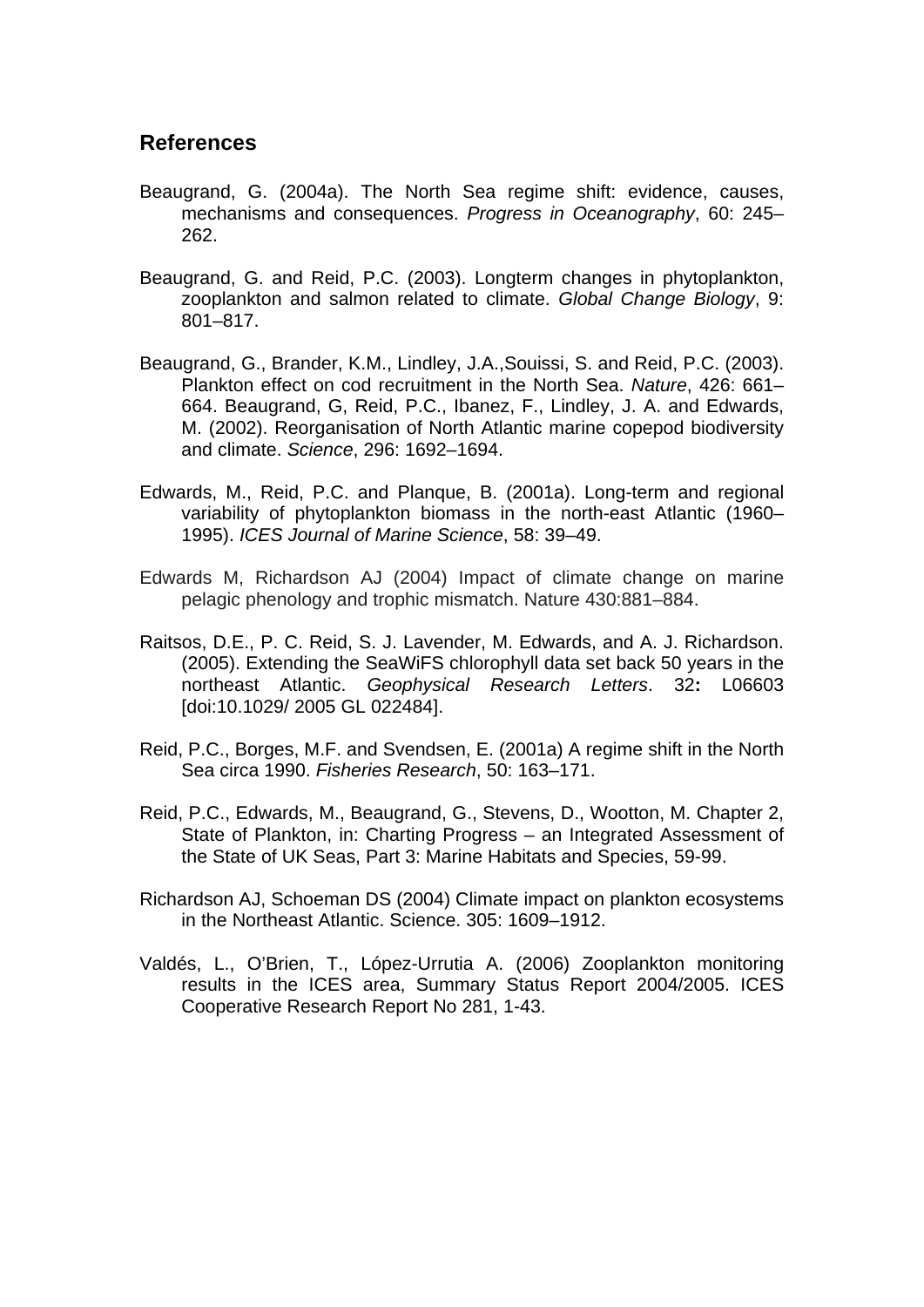## References

Beaugrand, G. (2004a). The North Sea regime shift: evidence, causes, mechanisms and consequences. *Progress in Oceanography*, 60: 245–262.

Beaugrand, G. and Reid, P.C. (2003). Longterm changes in phytoplankton, zooplankton and salmon related to climate. *Global Change Biology*, 9: 801–817.

Beaugrand, G., Brander, K.M., Lindley, J.A.,Souissi, S. and Reid, P.C. (2003). Plankton effect on cod recruitment in the North Sea. *Nature*, 426: 661–664. Beaugrand, G, Reid, P.C., Ibanez, F., Lindley, J. A. and Edwards, M. (2002). Reorganisation of North Atlantic marine copepod biodiversity and climate. *Science*, 296: 1692–1694.

Edwards, M., Reid, P.C. and Planque, B. (2001a). Long-term and regional variability of phytoplankton biomass in the north-east Atlantic (1960–1995). *ICES Journal of Marine Science*, 58: 39–49.

Edwards M, Richardson AJ (2004) Impact of climate change on marine pelagic phenology and trophic mismatch. Nature 430:881–884.

Raitsos, D.E., P. C. Reid, S. J. Lavender, M. Edwards, and A. J. Richardson. (2005). Extending the SeaWiFS chlorophyll data set back 50 years in the northeast Atlantic. *Geophysical Research Letters*. 32**:** L06603 [doi:10.1029/ 2005 GL 022484].

Reid, P.C., Borges, M.F. and Svendsen, E. (2001a) A regime shift in the North Sea circa 1990. *Fisheries Research*, 50: 163–171.

Reid, P.C., Edwards, M., Beaugrand, G., Stevens, D., Wootton, M. Chapter 2, State of Plankton, in: Charting Progress – an Integrated Assessment of the State of UK Seas, Part 3: Marine Habitats and Species, 59-99.

Richardson AJ, Schoeman DS (2004) Climate impact on plankton ecosystems in the Northeast Atlantic. Science. 305: 1609–1912.

Valdés, L., O'Brien, T., López-Urrutia A. (2006) Zooplankton monitoring results in the ICES area, Summary Status Report 2004/2005. ICES Cooperative Research Report No 281, 1-43.